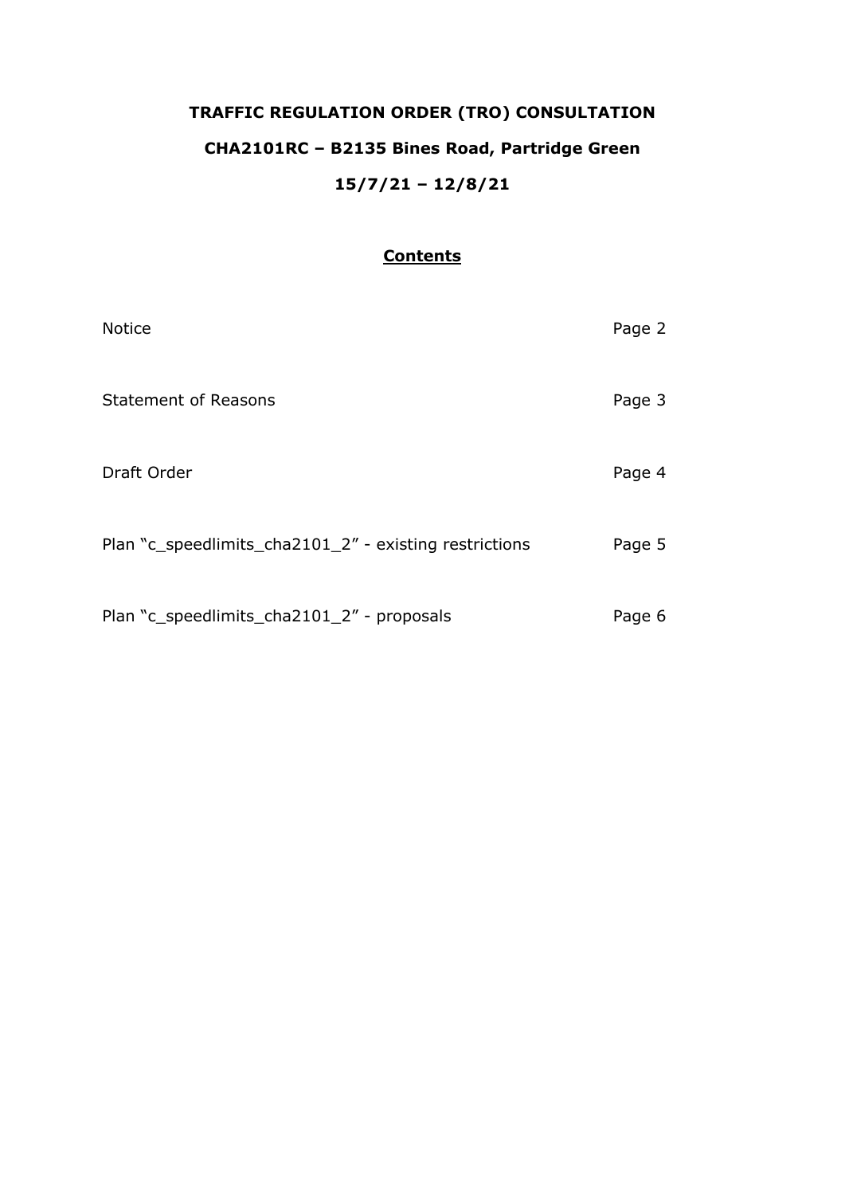# TRAFFIC REGULATION ORDER (TRO) CONSULTATION

## CHA2101RC – B2135 Bines Road, Partridge Green

## 15/7/21 – 12/8/21

### Contents

| | |
|---|---|
| Notice | Page 2 |
| Statement of Reasons | Page 3 |
| Draft Order | Page 4 |
| Plan "c_speedlimits_cha2101_2" - existing restrictions | Page 5 |
| Plan "c_speedlimits_cha2101_2" - proposals | Page 6 |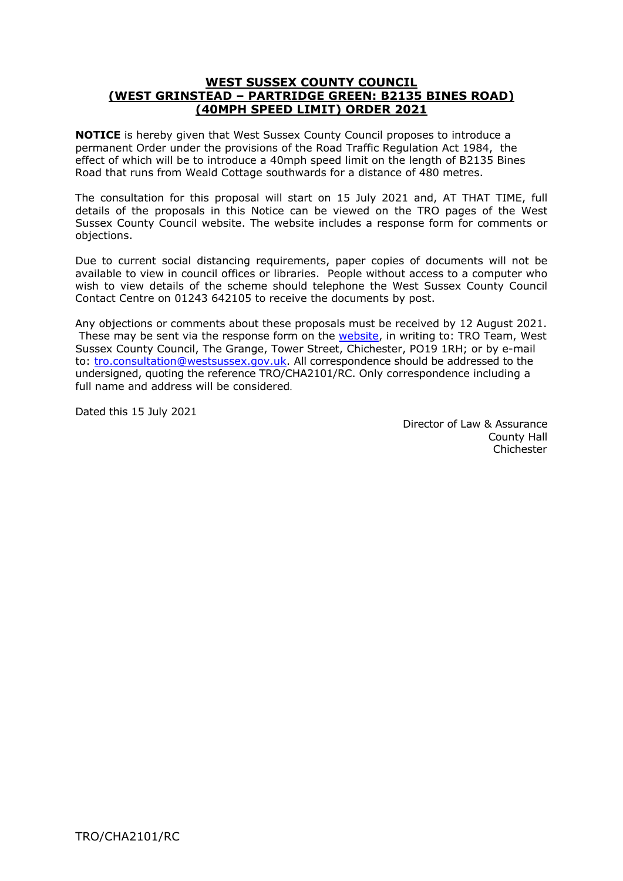# WEST SUSSEX COUNTY COUNCIL
# (WEST GRINSTEAD – PARTRIDGE GREEN: B2135 BINES ROAD)
# (40MPH SPEED LIMIT) ORDER 2021

**NOTICE** is hereby given that West Sussex County Council proposes to introduce a permanent Order under the provisions of the Road Traffic Regulation Act 1984, the effect of which will be to introduce a 40mph speed limit on the length of B2135 Bines Road that runs from Weald Cottage southwards for a distance of 480 metres.

The consultation for this proposal will start on 15 July 2021 and, AT THAT TIME, full details of the proposals in this Notice can be viewed on the TRO pages of the West Sussex County Council website. The website includes a response form for comments or objections.

Due to current social distancing requirements, paper copies of documents will not be available to view in council offices or libraries. People without access to a computer who wish to view details of the scheme should telephone the West Sussex County Council Contact Centre on 01243 642105 to receive the documents by post.

Any objections or comments about these proposals must be received by 12 August 2021. These may be sent via the response form on the website, in writing to: TRO Team, West Sussex County Council, The Grange, Tower Street, Chichester, PO19 1RH; or by e-mail to: tro.consultation@westsussex.gov.uk. All correspondence should be addressed to the undersigned, quoting the reference TRO/CHA2101/RC. Only correspondence including a full name and address will be considered.

Dated this 15 July 2021

Director of Law & Assurance
County Hall
Chichester

TRO/CHA2101/RC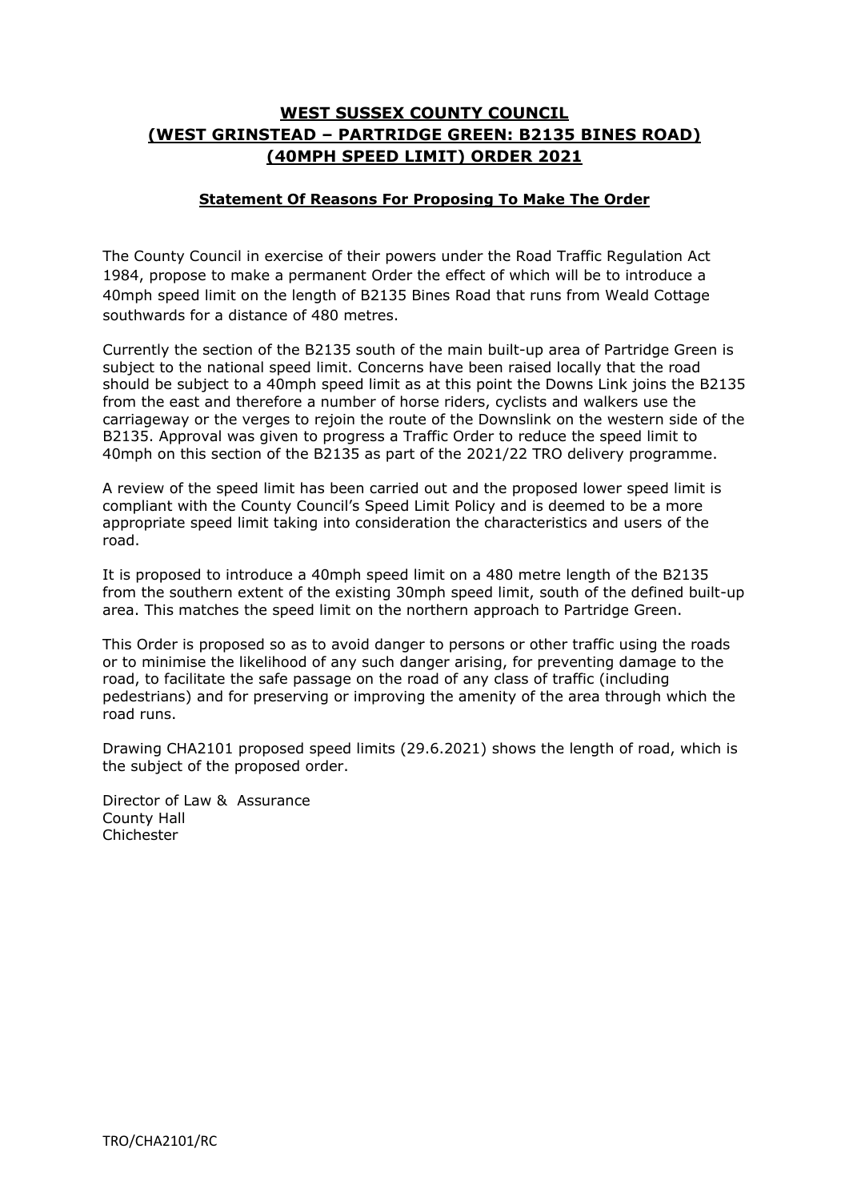# WEST SUSSEX COUNTY COUNCIL (WEST GRINSTEAD – PARTRIDGE GREEN: B2135 BINES ROAD) (40MPH SPEED LIMIT) ORDER 2021

## Statement Of Reasons For Proposing To Make The Order

The County Council in exercise of their powers under the Road Traffic Regulation Act 1984, propose to make a permanent Order the effect of which will be to introduce a 40mph speed limit on the length of B2135 Bines Road that runs from Weald Cottage southwards for a distance of 480 metres.

Currently the section of the B2135 south of the main built-up area of Partridge Green is subject to the national speed limit. Concerns have been raised locally that the road should be subject to a 40mph speed limit as at this point the Downs Link joins the B2135 from the east and therefore a number of horse riders, cyclists and walkers use the carriageway or the verges to rejoin the route of the Downslink on the western side of the B2135. Approval was given to progress a Traffic Order to reduce the speed limit to 40mph on this section of the B2135 as part of the 2021/22 TRO delivery programme.

A review of the speed limit has been carried out and the proposed lower speed limit is compliant with the County Council's Speed Limit Policy and is deemed to be a more appropriate speed limit taking into consideration the characteristics and users of the road.

It is proposed to introduce a 40mph speed limit on a 480 metre length of the B2135 from the southern extent of the existing 30mph speed limit, south of the defined built-up area. This matches the speed limit on the northern approach to Partridge Green.

This Order is proposed so as to avoid danger to persons or other traffic using the roads or to minimise the likelihood of any such danger arising, for preventing damage to the road, to facilitate the safe passage on the road of any class of traffic (including pedestrians) and for preserving or improving the amenity of the area through which the road runs.

Drawing CHA2101 proposed speed limits (29.6.2021) shows the length of road, which is the subject of the proposed order.

Director of Law & Assurance
County Hall
Chichester

TRO/CHA2101/RC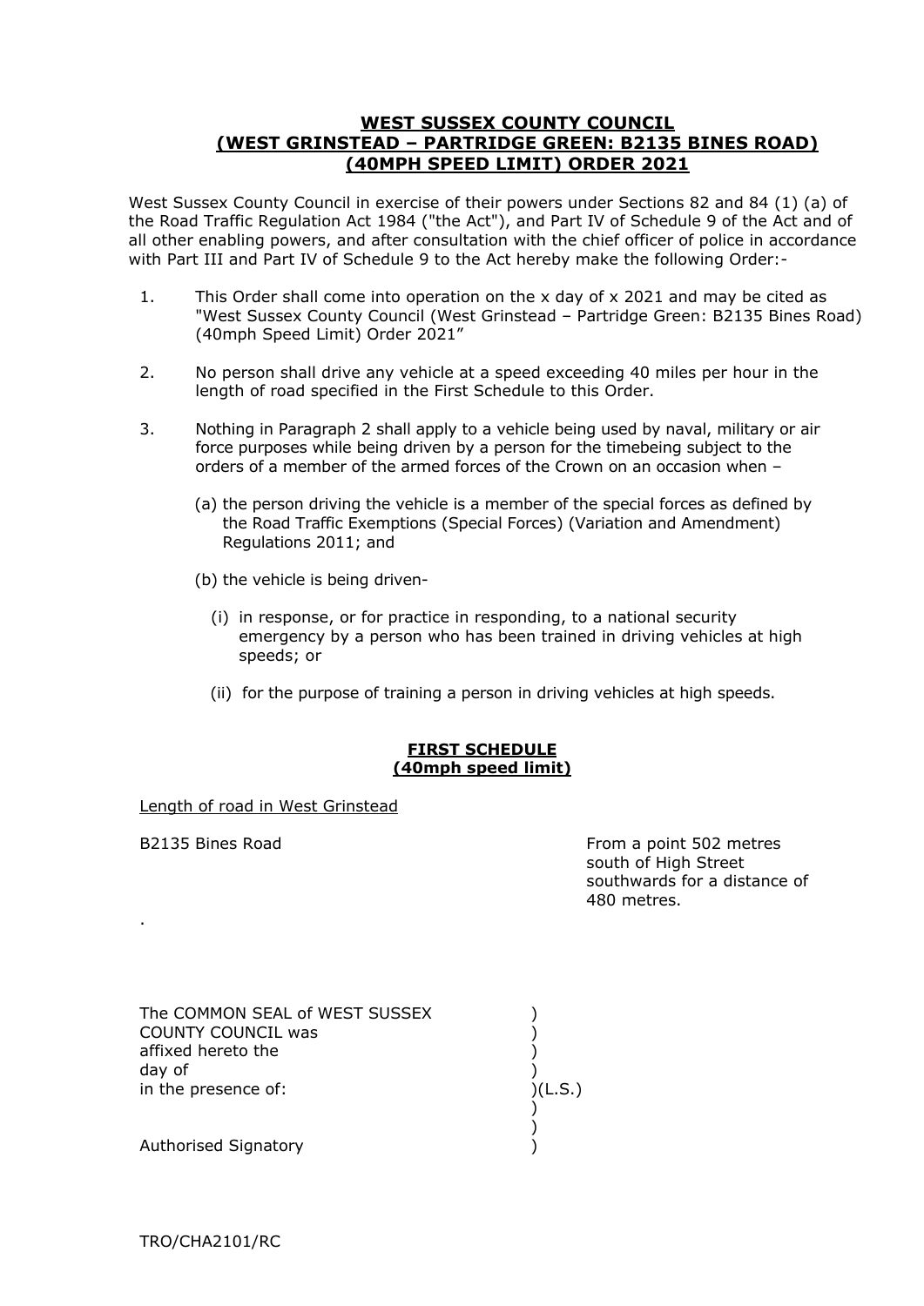# WEST SUSSEX COUNTY COUNCIL
# (WEST GRINSTEAD – PARTRIDGE GREEN: B2135 BINES ROAD)
# (40MPH SPEED LIMIT) ORDER 2021

West Sussex County Council in exercise of their powers under Sections 82 and 84 (1) (a) of the Road Traffic Regulation Act 1984 ("the Act"), and Part IV of Schedule 9 of the Act and of all other enabling powers, and after consultation with the chief officer of police in accordance with Part III and Part IV of Schedule 9 to the Act hereby make the following Order:-

1. This Order shall come into operation on the x day of x 2021 and may be cited as "West Sussex County Council (West Grinstead – Partridge Green: B2135 Bines Road) (40mph Speed Limit) Order 2021"

2. No person shall drive any vehicle at a speed exceeding 40 miles per hour in the length of road specified in the First Schedule to this Order.

3. Nothing in Paragraph 2 shall apply to a vehicle being used by naval, military or air force purposes while being driven by a person for the timebeing subject to the orders of a member of the armed forces of the Crown on an occasion when –

   (a) the person driving the vehicle is a member of the special forces as defined by the Road Traffic Exemptions (Special Forces) (Variation and Amendment) Regulations 2011; and

   (b) the vehicle is being driven-

      (i) in response, or for practice in responding, to a national security emergency by a person who has been trained in driving vehicles at high speeds; or

      (ii) for the purpose of training a person in driving vehicles at high speeds.

## FIRST SCHEDULE
## (40mph speed limit)

Length of road in West Grinstead

| | |
|---|---|
| B2135 Bines Road | From a point 502 metres south of High Street southwards for a distance of 480 metres. |

.

The COMMON SEAL of WEST SUSSEX COUNTY COUNCIL was affixed hereto the day of in the presence of: )(L.S.)

Authorised Signatory

TRO/CHA2101/RC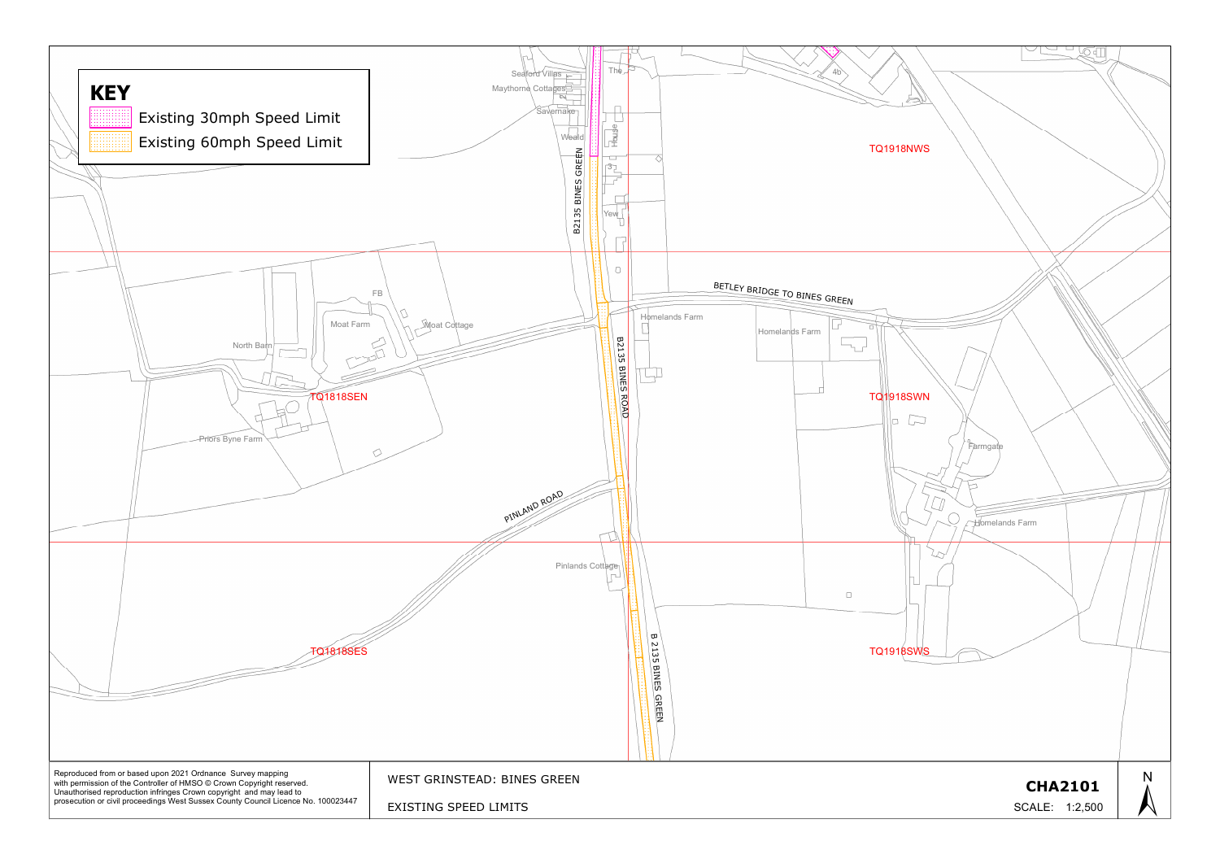## KEY

- Existing 30mph Speed Limit
- Existing 60mph Speed Limit

Seaford Villas
Maythorne Cottages
Savernake
Weald
The
House
Yew
B2135 BINES GREEN
TQ1918NWS
BETLEY BRIDGE TO BINES GREEN
Homelands Farm
Homelands Farm
FB
Moat Farm
Moat Cottage
North Barn
B2135 BINES ROAD
TQ1818SEN
TQ1918SWN
Priors Byne Farm
Farmgate
PINLAND ROAD
Homelands Farm
Pinlands Cottage
TQ1818SES
TQ1918SWS
B 2135 BINES GREEN

Reproduced from or based upon 2021 Ordnance Survey mapping with permission of the Controller of HMSO © Crown Copyright reserved. Unauthorised reproduction infringes Crown copyright and may lead to prosecution or civil proceedings West Sussex County Council Licence No. 100023447

WEST GRINSTEAD: BINES GREEN

EXISTING SPEED LIMITS

**CHA2101**

SCALE: 1:2,500

N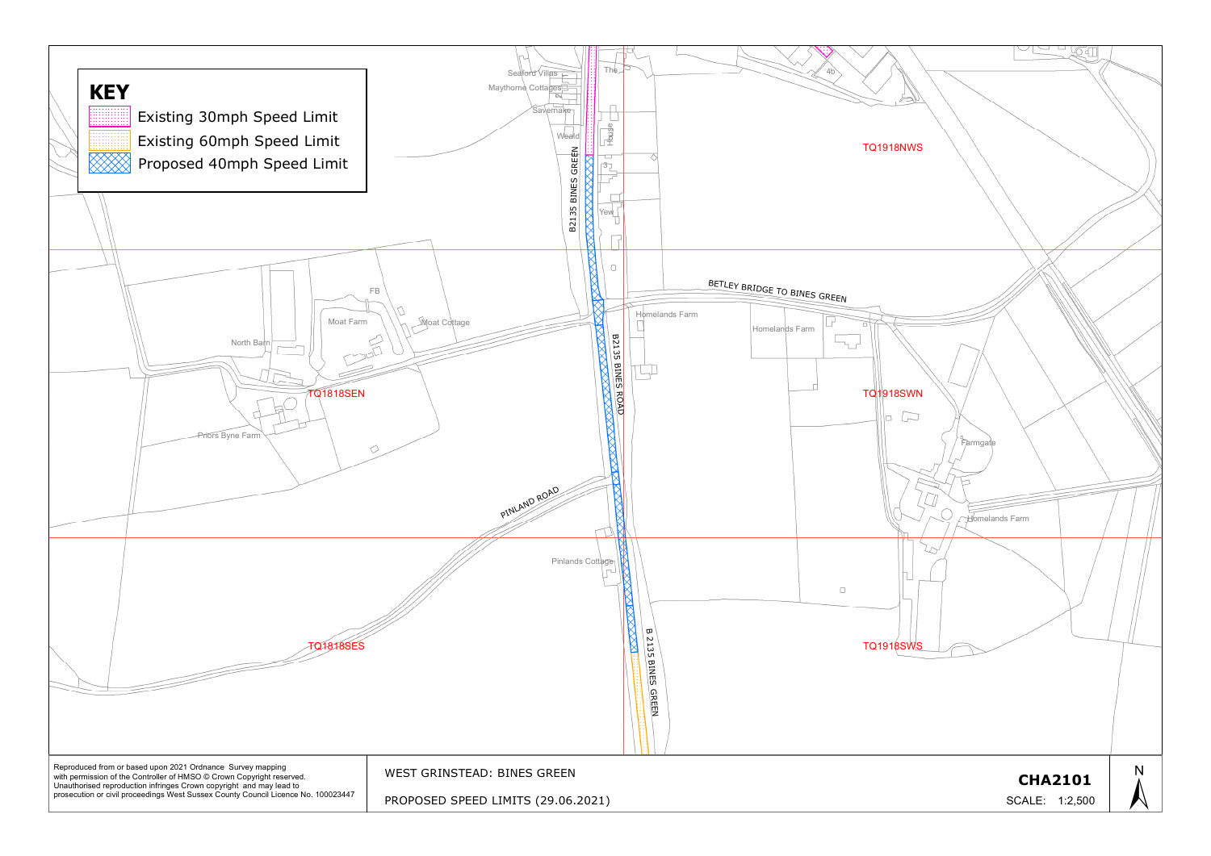## KEY

- Existing 30mph Speed Limit
- Existing 60mph Speed Limit
- Proposed 40mph Speed Limit

Seaford Villas
Maythorne Cottages
Savernake
Weald
The
Yew
B2135 BINES GREEN
TQ1918NWS
BETLEY BRIDGE TO BINES GREEN
Homelands Farm
Homelands Farm
FB
Moat Farm
Moat Cottage
North Barn
TQ1818SEN
B2135 BINES ROAD
TQ1918SWN
Priors Byne Farm
Farmgate
PINLAND ROAD
Homelands Farm
Pinlands Cottage
B 2135 BINES GREEN
TQ1818SES
TQ1918SWS

Reproduced from or based upon 2021 Ordnance Survey mapping with permission of the Controller of HMSO © Crown Copyright reserved. Unauthorised reproduction infringes Crown copyright and may lead to prosecution or civil proceedings West Sussex County Council Licence No. 100023447

WEST GRINSTEAD: BINES GREEN

PROPOSED SPEED LIMITS (29.06.2021)

**CHA2101**

SCALE: 1:2,500

N